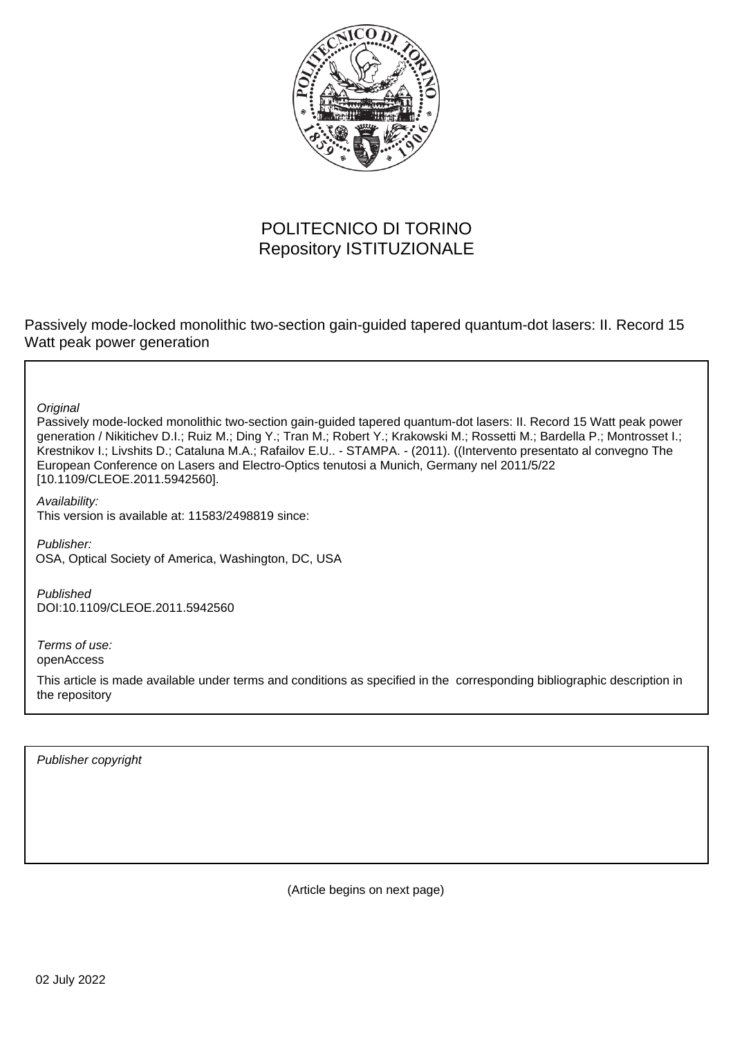POLITECNICO DI TORINO
Repository ISTITUZIONALE

Passively mode-locked monolithic two-section gain-guided tapered quantum-dot lasers: II. Record 15 Watt peak power generation

*Original*

Passively mode-locked monolithic two-section gain-guided tapered quantum-dot lasers: II. Record 15 Watt peak power generation / Nikitichev D.I.; Ruiz M.; Ding Y.; Tran M.; Robert Y.; Krakowski M.; Rossetti M.; Bardella P.; Montrosset I.; Krestnikov I.; Livshits D.; Cataluna M.A.; Rafailov E.U.. - STAMPA. - (2011). ((Intervento presentato al convegno The European Conference on Lasers and Electro-Optics tenutosi a Munich, Germany nel 2011/5/22 [10.1109/CLEOE.2011.5942560].

*Availability:*
This version is available at: 11583/2498819 since:

*Publisher:*
OSA, Optical Society of America, Washington, DC, USA

*Published*
DOI:10.1109/CLEOE.2011.5942560

*Terms of use:*
openAccess

This article is made available under terms and conditions as specified in the corresponding bibliographic description in the repository

*Publisher copyright*

(Article begins on next page)

02 July 2022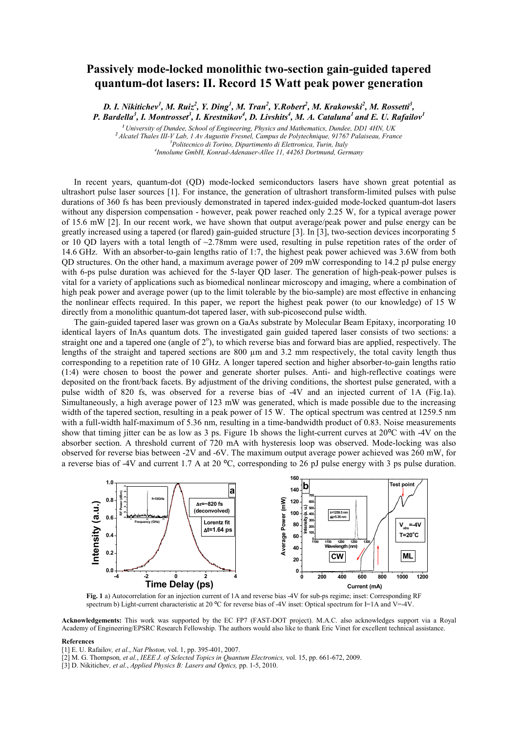# Passively mode-locked monolithic two-section gain-guided tapered quantum-dot lasers: II. Record 15 Watt peak power generation

***D. I. Nikitichev[1], M. Ruiz[2], Y. Ding[1], M. Tran[2], Y.Robert[2], M. Krakowski[2], M. Rossetti[3], P. Bardella[3], I. Montrosset[3], I. Krestnikov[4], D. Livshits[4], M. A. Cataluna[1] and E. U. Rafailov[1]***

[1] *University of Dundee, School of Engineering, Physics and Mathematics, Dundee, DD1 4HN, UK*
[2] *Alcatel Thales III-V Lab, 1 Av Augustin Fresnel, Campus de Polytechnique, 91767 Palaiseau, France*
[3] *Politecnico di Torino, Dipartimento di Elettronica, Turin, Italy*
[4] *Innolume GmbH, Konrad-Adenauer-Allee 11, 44263 Dortmund, Germany*

In recent years, quantum-dot (QD) mode-locked semiconductors lasers have shown great potential as ultrashort pulse laser sources [1]. For instance, the generation of ultrashort transform-limited pulses with pulse durations of 360 fs has been previously demonstrated in tapered index-guided mode-locked quantum-dot lasers without any dispersion compensation - however, peak power reached only 2.25 W, for a typical average power of 15.6 mW [2]. In our recent work, we have shown that output average/peak power and pulse energy can be greatly increased using a tapered (or flared) gain-guided structure [3]. In [3], two-section devices incorporating 5 or 10 QD layers with a total length of ~2.78mm were used, resulting in pulse repetition rates of the order of 14.6 GHz. With an absorber-to-gain lengths ratio of 1:7, the highest peak power achieved was 3.6W from both QD structures. On the other hand, a maximum average power of 209 mW corresponding to 14.2 pJ pulse energy with 6-ps pulse duration was achieved for the 5-layer QD laser. The generation of high-peak-power pulses is vital for a variety of applications such as biomedical nonlinear microscopy and imaging, where a combination of high peak power and average power (up to the limit tolerable by the bio-sample) are most effective in enhancing the nonlinear effects required. In this paper, we report the highest peak power (to our knowledge) of 15 W directly from a monolithic quantum-dot tapered laser, with sub-picosecond pulse width.

The gain-guided tapered laser was grown on a GaAs substrate by Molecular Beam Epitaxy, incorporating 10 identical layers of InAs quantum dots. The investigated gain guided tapered laser consists of two sections: a straight one and a tapered one (angle of $2^{o}$), to which reverse bias and forward bias are applied, respectively. The lengths of the straight and tapered sections are 800 µm and 3.2 mm respectively, the total cavity length thus corresponding to a repetition rate of 10 GHz. A longer tapered section and higher absorber-to-gain lengths ratio (1:4) were chosen to boost the power and generate shorter pulses. Anti- and high-reflective coatings were deposited on the front/back facets. By adjustment of the driving conditions, the shortest pulse generated, with a pulse width of 820 fs, was observed for a reverse bias of -4V and an injected current of 1A (Fig.1a). Simultaneously, a high average power of 123 mW was generated, which is made possible due to the increasing width of the tapered section, resulting in a peak power of 15 W. The optical spectrum was centred at 1259.5 nm with a full-width half-maximum of 5.36 nm, resulting in a time-bandwidth product of 0.83. Noise measurements show that timing jitter can be as low as 3 ps. Figure 1b shows the light-current curves at 20ºC with -4V on the absorber section. A threshold current of 720 mA with hysteresis loop was observed. Mode-locking was also observed for reverse bias between -2V and -6V. The maximum output average power achieved was 260 mW, for a reverse bias of -4V and current 1.7 A at 20 ºC, corresponding to 26 pJ pulse energy with 3 ps pulse duration.

a
Intensity (a.u.)
Time Delay (ps)
RF Power (dBm)
f=10GHz
Frequency (GHz)
Δτ=~820 fs (deconvolved)
Lorentz fit Δt=1.64 ps

b
Average Power (mW)
Current (mA)
Intensity (a. u.)
Wavelength (nm)
λ=1259.5 nm Δλ=5.36 nm
Test point
$V_{abs}$=-4V
T=20°C
CW
ML

**Fig. 1** a) Autocorrelation for an injection current of 1A and reverse bias -4V for sub-ps regime; inset: Corresponding RF spectrum b) Light-current characteristic at 20 ºC for reverse bias of -4V inset: Optical spectrum for I=1A and V=-4V.

**Acknowledgements:** This work was supported by the EC FP7 (FAST-DOT project). M.A.C. also acknowledges support via a Royal Academy of Engineering/EPSRC Research Fellowship. The authors would also like to thank Eric Vinet for excellent technical assistance.

**References**

[1] E. U. Rafailov*, et al.*, *Nat Photon,* vol. 1, pp. 395-401, 2007.
[2] M. G. Thompson*, et al.*, *IEEE J. of Selected Topics in Quantum Electronics,* vol. 15, pp. 661-672, 2009.
[3] D. Nikitichev*, et al.*, *Applied Physics B: Lasers and Optics,* pp. 1-5, 2010.